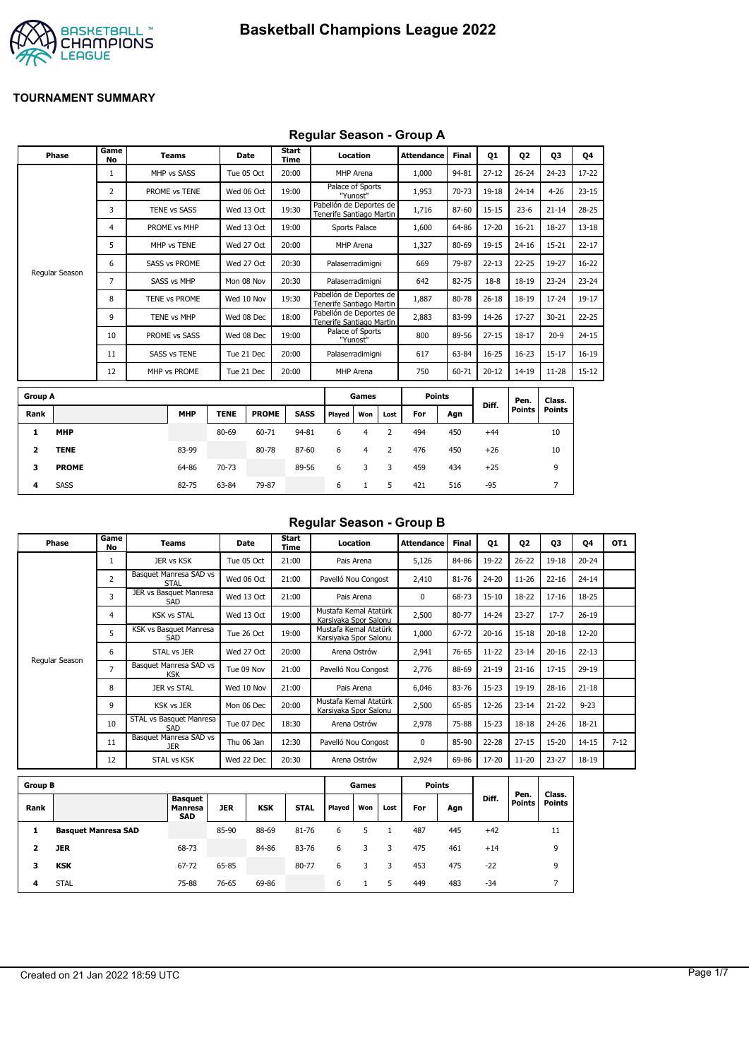# Basketball Champions League 2022

## TOURNAMENT SUMMARY

### Regular Season - Group A

| Phase | Game No | Teams | Date | Start Time | Location | Attendance | Final | Q1 | Q2 | Q3 | Q4 |
|---|---|---|---|---|---|---|---|---|---|---|---|
| Regular Season | 1 | MHP vs SASS | Tue 05 Oct | 20:00 | MHP Arena | 1,000 | 94-81 | 27-12 | 26-24 | 24-23 | 17-22 |
| | 2 | PROME vs TENE | Wed 06 Oct | 19:00 | Palace of Sports "Yunost" | 1,953 | 70-73 | 19-18 | 24-14 | 4-26 | 23-15 |
| | 3 | TENE vs SASS | Wed 13 Oct | 19:30 | Pabellón de Deportes de Tenerife Santiago Martin | 1,716 | 87-60 | 15-15 | 23-6 | 21-14 | 28-25 |
| | 4 | PROME vs MHP | Wed 13 Oct | 19:00 | Sports Palace | 1,600 | 64-86 | 17-20 | 16-21 | 18-27 | 13-18 |
| | 5 | MHP vs TENE | Wed 27 Oct | 20:00 | MHP Arena | 1,327 | 80-69 | 19-15 | 24-16 | 15-21 | 22-17 |
| | 6 | SASS vs PROME | Wed 27 Oct | 20:30 | Palaserradimigni | 669 | 79-87 | 22-13 | 22-25 | 19-27 | 16-22 |
| | 7 | SASS vs MHP | Mon 08 Nov | 20:30 | Palaserradimigni | 642 | 82-75 | 18-8 | 18-19 | 23-24 | 23-24 |
| | 8 | TENE vs PROME | Wed 10 Nov | 19:30 | Pabellón de Deportes de Tenerife Santiago Martin | 1,887 | 80-78 | 26-18 | 18-19 | 17-24 | 19-17 |
| | 9 | TENE vs MHP | Wed 08 Dec | 18:00 | Pabellón de Deportes de Tenerife Santiago Martin | 2,883 | 83-99 | 14-26 | 17-27 | 30-21 | 22-25 |
| | 10 | PROME vs SASS | Wed 08 Dec | 19:00 | Palace of Sports "Yunost" | 800 | 89-56 | 27-15 | 18-17 | 20-9 | 24-15 |
| | 11 | SASS vs TENE | Tue 21 Dec | 20:00 | Palaserradimigni | 617 | 63-84 | 16-25 | 16-23 | 15-17 | 16-19 |
| | 12 | MHP vs PROME | Tue 21 Dec | 20:00 | MHP Arena | 750 | 60-71 | 20-12 | 14-19 | 11-28 | 15-12 |

| Group A | | | | | | Games | | | Points | | Diff. | Pen. Points | Class. Points |
|---|---|---|---|---|---|---|---|---|---|---|---|---|---|
| Rank | | MHP | TENE | PROME | SASS | Played | Won | Lost | For | Agn | | | |
| 1 | **MHP** | | 80-69 | 60-71 | 94-81 | 6 | 4 | 2 | 494 | 450 | +44 | | 10 |
| 2 | **TENE** | 83-99 | | 80-78 | 87-60 | 6 | 4 | 2 | 476 | 450 | +26 | | 10 |
| 3 | **PROME** | 64-86 | 70-73 | | 89-56 | 6 | 3 | 3 | 459 | 434 | +25 | | 9 |
| 4 | SASS | 82-75 | 63-84 | 79-87 | | 6 | 1 | 5 | 421 | 516 | -95 | | 7 |

### Regular Season - Group B

| Phase | Game No | Teams | Date | Start Time | Location | Attendance | Final | Q1 | Q2 | Q3 | Q4 | OT1 |
|---|---|---|---|---|---|---|---|---|---|---|---|---|
| Regular Season | 1 | JER vs KSK | Tue 05 Oct | 21:00 | Pais Arena | 5,126 | 84-86 | 19-22 | 26-22 | 19-18 | 20-24 | |
| | 2 | Basquet Manresa SAD vs STAL | Wed 06 Oct | 21:00 | Pavelló Nou Congost | 2,410 | 81-76 | 24-20 | 11-26 | 22-16 | 24-14 | |
| | 3 | JER vs Basquet Manresa SAD | Wed 13 Oct | 21:00 | Pais Arena | 0 | 68-73 | 15-10 | 18-22 | 17-16 | 18-25 | |
| | 4 | KSK vs STAL | Wed 13 Oct | 19:00 | Mustafa Kemal Atatürk Karsiyaka Spor Salonu | 2,500 | 80-77 | 14-24 | 23-27 | 17-7 | 26-19 | |
| | 5 | KSK vs Basquet Manresa SAD | Tue 26 Oct | 19:00 | Mustafa Kemal Atatürk Karsiyaka Spor Salonu | 1,000 | 67-72 | 20-16 | 15-18 | 20-18 | 12-20 | |
| | 6 | STAL vs JER | Wed 27 Oct | 20:00 | Arena Ostrów | 2,941 | 76-65 | 11-22 | 23-14 | 20-16 | 22-13 | |
| | 7 | Basquet Manresa SAD vs KSK | Tue 09 Nov | 21:00 | Pavelló Nou Congost | 2,776 | 88-69 | 21-19 | 21-16 | 17-15 | 29-19 | |
| | 8 | JER vs STAL | Wed 10 Nov | 21:00 | Pais Arena | 6,046 | 83-76 | 15-23 | 19-19 | 28-16 | 21-18 | |
| | 9 | KSK vs JER | Mon 06 Dec | 20:00 | Mustafa Kemal Atatürk Karsiyaka Spor Salonu | 2,500 | 65-85 | 12-26 | 23-14 | 21-22 | 9-23 | |
| | 10 | STAL vs Basquet Manresa SAD | Tue 07 Dec | 18:30 | Arena Ostrów | 2,978 | 75-88 | 15-23 | 18-18 | 24-26 | 18-21 | |
| | 11 | Basquet Manresa SAD vs JER | Thu 06 Jan | 12:30 | Pavelló Nou Congost | 0 | 85-90 | 22-28 | 27-15 | 15-20 | 14-15 | 7-12 |
| | 12 | STAL vs KSK | Wed 22 Dec | 20:30 | Arena Ostrów | 2,924 | 69-86 | 17-20 | 11-20 | 23-27 | 18-19 | |

| Group B | | | | | | Games | | | Points | | Diff. | Pen. Points | Class. Points |
|---|---|---|---|---|---|---|---|---|---|---|---|---|---|
| Rank | | Basquet Manresa SAD | JER | KSK | STAL | Played | Won | Lost | For | Agn | | | |
| 1 | **Basquet Manresa SAD** | | 85-90 | 88-69 | 81-76 | 6 | 5 | 1 | 487 | 445 | +42 | | 11 |
| 2 | **JER** | 68-73 | | 84-86 | 83-76 | 6 | 3 | 3 | 475 | 461 | +14 | | 9 |
| 3 | **KSK** | 67-72 | 65-85 | | 80-77 | 6 | 3 | 3 | 453 | 475 | -22 | | 9 |
| 4 | STAL | 75-88 | 76-65 | 69-86 | | 6 | 1 | 5 | 449 | 483 | -34 | | 7 |

Created on 21 Jan 2022 18:59 UTC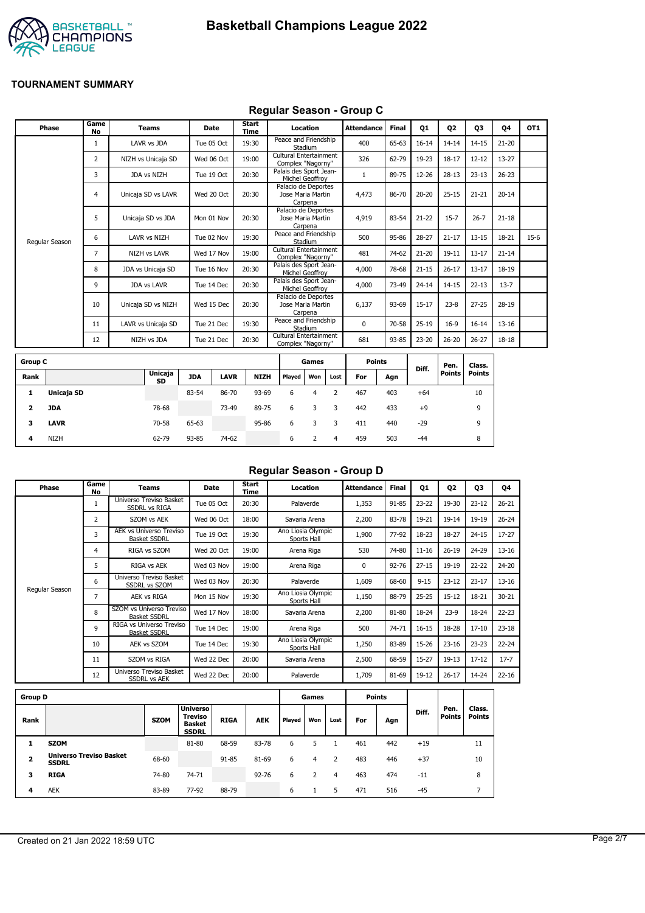# Basketball Champions League 2022

**TOURNAMENT SUMMARY**

## Regular Season - Group C

| Phase | Game No | Teams | Date | Start Time | Location | Attendance | Final | Q1 | Q2 | Q3 | Q4 | OT1 |
|---|---|---|---|---|---|---|---|---|---|---|---|---|
| Regular Season | 1 | LAVR vs JDA | Tue 05 Oct | 19:30 | Peace and Friendship Stadium | 400 | 65-63 | 16-14 | 14-14 | 14-15 | 21-20 | |
| | 2 | NIZH vs Unicaja SD | Wed 06 Oct | 19:00 | Cultural Entertainment Complex "Nagorny" | 326 | 62-79 | 19-23 | 18-17 | 12-12 | 13-27 | |
| | 3 | JDA vs NIZH | Tue 19 Oct | 20:30 | Palais des Sport Jean-Michel Geoffroy | 1 | 89-75 | 12-26 | 28-13 | 23-13 | 26-23 | |
| | 4 | Unicaja SD vs LAVR | Wed 20 Oct | 20:30 | Palacio de Deportes Jose Maria Martin Carpena | 4,473 | 86-70 | 20-20 | 25-15 | 21-21 | 20-14 | |
| | 5 | Unicaja SD vs JDA | Mon 01 Nov | 20:30 | Palacio de Deportes Jose Maria Martin Carpena | 4,919 | 83-54 | 21-22 | 15-7 | 26-7 | 21-18 | |
| | 6 | LAVR vs NIZH | Tue 02 Nov | 19:30 | Peace and Friendship Stadium | 500 | 95-86 | 28-27 | 21-17 | 13-15 | 18-21 | 15-6 |
| | 7 | NIZH vs LAVR | Wed 17 Nov | 19:00 | Cultural Entertainment Complex "Nagorny" | 481 | 74-62 | 21-20 | 19-11 | 13-17 | 21-14 | |
| | 8 | JDA vs Unicaja SD | Tue 16 Nov | 20:30 | Palais des Sport Jean-Michel Geoffroy | 4,000 | 78-68 | 21-15 | 26-17 | 13-17 | 18-19 | |
| | 9 | JDA vs LAVR | Tue 14 Dec | 20:30 | Palais des Sport Jean-Michel Geoffroy | 4,000 | 73-49 | 24-14 | 14-15 | 22-13 | 13-7 | |
| | 10 | Unicaja SD vs NIZH | Wed 15 Dec | 20:30 | Palacio de Deportes Jose Maria Martin Carpena | 6,137 | 93-69 | 15-17 | 23-8 | 27-25 | 28-19 | |
| | 11 | LAVR vs Unicaja SD | Tue 21 Dec | 19:30 | Peace and Friendship Stadium | 0 | 70-58 | 25-19 | 16-9 | 16-14 | 13-16 | |
| | 12 | NIZH vs JDA | Tue 21 Dec | 20:30 | Cultural Entertainment Complex "Nagorny" | 681 | 93-85 | 23-20 | 26-20 | 26-27 | 18-18 | |

| Group C | | | | | | Games | | | Points | | Diff. | Pen. Points | Class. Points |
|---|---|---|---|---|---|---|---|---|---|---|---|---|---|
| Rank | | Unicaja SD | JDA | LAVR | NIZH | Played | Won | Lost | For | Agn | | | |
| 1 | **Unicaja SD** | | 83-54 | 86-70 | 93-69 | 6 | 4 | 2 | 467 | 403 | +64 | | 10 |
| 2 | **JDA** | 78-68 | | 73-49 | 89-75 | 6 | 3 | 3 | 442 | 433 | +9 | | 9 |
| 3 | **LAVR** | 70-58 | 65-63 | | 95-86 | 6 | 3 | 3 | 411 | 440 | -29 | | 9 |
| 4 | NIZH | 62-79 | 93-85 | 74-62 | | 6 | 2 | 4 | 459 | 503 | -44 | | 8 |

## Regular Season - Group D

| Phase | Game No | Teams | Date | Start Time | Location | Attendance | Final | Q1 | Q2 | Q3 | Q4 |
|---|---|---|---|---|---|---|---|---|---|---|---|
| Regular Season | 1 | Universo Treviso Basket SSDRL vs RIGA | Tue 05 Oct | 20:30 | Palaverde | 1,353 | 91-85 | 23-22 | 19-30 | 23-12 | 26-21 |
| | 2 | SZOM vs AEK | Wed 06 Oct | 18:00 | Savaria Arena | 2,200 | 83-78 | 19-21 | 19-14 | 19-19 | 26-24 |
| | 3 | AEK vs Universo Treviso Basket SSDRL | Tue 19 Oct | 19:30 | Ano Liosia Olympic Sports Hall | 1,900 | 77-92 | 18-23 | 18-27 | 24-15 | 17-27 |
| | 4 | RIGA vs SZOM | Wed 20 Oct | 19:00 | Arena Riga | 530 | 74-80 | 11-16 | 26-19 | 24-29 | 13-16 |
| | 5 | RIGA vs AEK | Wed 03 Nov | 19:00 | Arena Riga | 0 | 92-76 | 27-15 | 19-19 | 22-22 | 24-20 |
| | 6 | Universo Treviso Basket SSDRL vs SZOM | Wed 03 Nov | 20:30 | Palaverde | 1,609 | 68-60 | 9-15 | 23-12 | 23-17 | 13-16 |
| | 7 | AEK vs RIGA | Mon 15 Nov | 19:30 | Ano Liosia Olympic Sports Hall | 1,150 | 88-79 | 25-25 | 15-12 | 18-21 | 30-21 |
| | 8 | SZOM vs Universo Treviso Basket SSDRL | Wed 17 Nov | 18:00 | Savaria Arena | 2,200 | 81-80 | 18-24 | 23-9 | 18-24 | 22-23 |
| | 9 | RIGA vs Universo Treviso Basket SSDRL | Tue 14 Dec | 19:00 | Arena Riga | 500 | 74-71 | 16-15 | 18-28 | 17-10 | 23-18 |
| | 10 | AEK vs SZOM | Tue 14 Dec | 19:30 | Ano Liosia Olympic Sports Hall | 1,250 | 83-89 | 15-26 | 23-16 | 23-23 | 22-24 |
| | 11 | SZOM vs RIGA | Wed 22 Dec | 20:00 | Savaria Arena | 2,500 | 68-59 | 15-27 | 19-13 | 17-12 | 17-7 |
| | 12 | Universo Treviso Basket SSDRL vs AEK | Wed 22 Dec | 20:00 | Palaverde | 1,709 | 81-69 | 19-12 | 26-17 | 14-24 | 22-16 |

| Group D | | | | | | Games | | | Points | | Diff. | Pen. Points | Class. Points |
|---|---|---|---|---|---|---|---|---|---|---|---|---|---|
| Rank | | SZOM | Universo Treviso Basket SSDRL | RIGA | AEK | Played | Won | Lost | For | Agn | | | |
| 1 | **SZOM** | | 81-80 | 68-59 | 83-78 | 6 | 5 | 1 | 461 | 442 | +19 | | 11 |
| 2 | **Universo Treviso Basket SSDRL** | 68-60 | | 91-85 | 81-69 | 6 | 4 | 2 | 483 | 446 | +37 | | 10 |
| 3 | **RIGA** | 74-80 | 74-71 | | 92-76 | 6 | 2 | 4 | 463 | 474 | -11 | | 8 |
| 4 | AEK | 83-89 | 77-92 | 88-79 | | 6 | 1 | 5 | 471 | 516 | -45 | | 7 |

Created on 21 Jan 2022 18:59 UTC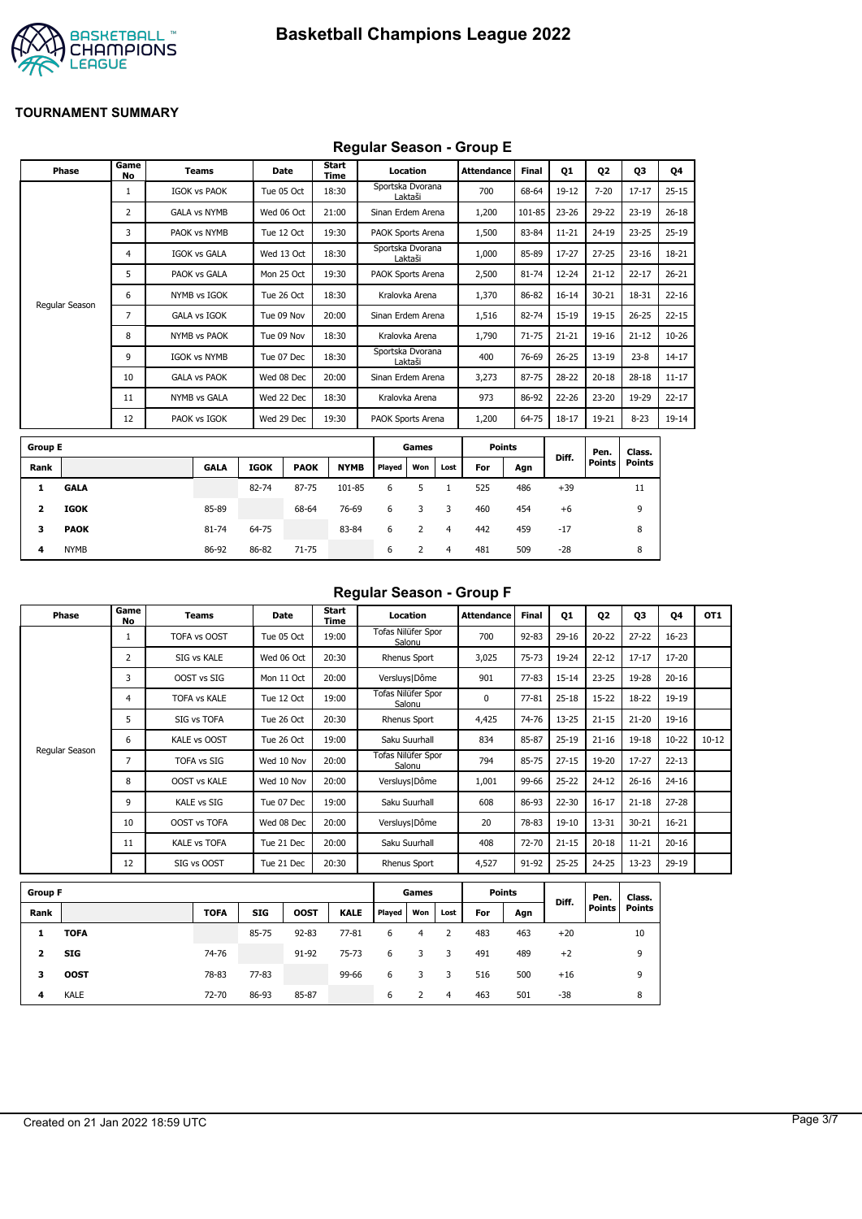# Basketball Champions League 2022

**TOURNAMENT SUMMARY**

## Regular Season - Group E

| Phase | Game No | Teams | Date | Start Time | Location | Attendance | Final | Q1 | Q2 | Q3 | Q4 |
|---|---|---|---|---|---|---|---|---|---|---|---|
| Regular Season | 1 | IGOK vs PAOK | Tue 05 Oct | 18:30 | Sportska Dvorana Laktaši | 700 | 68-64 | 19-12 | 7-20 | 17-17 | 25-15 |
| | 2 | GALA vs NYMB | Wed 06 Oct | 21:00 | Sinan Erdem Arena | 1,200 | 101-85 | 23-26 | 29-22 | 23-19 | 26-18 |
| | 3 | PAOK vs NYMB | Tue 12 Oct | 19:30 | PAOK Sports Arena | 1,500 | 83-84 | 11-21 | 24-19 | 23-25 | 25-19 |
| | 4 | IGOK vs GALA | Wed 13 Oct | 18:30 | Sportska Dvorana Laktaši | 1,000 | 85-89 | 17-27 | 27-25 | 23-16 | 18-21 |
| | 5 | PAOK vs GALA | Mon 25 Oct | 19:30 | PAOK Sports Arena | 2,500 | 81-74 | 12-24 | 21-12 | 22-17 | 26-21 |
| | 6 | NYMB vs IGOK | Tue 26 Oct | 18:30 | Kralovka Arena | 1,370 | 86-82 | 16-14 | 30-21 | 18-31 | 22-16 |
| | 7 | GALA vs IGOK | Tue 09 Nov | 20:00 | Sinan Erdem Arena | 1,516 | 82-74 | 15-19 | 19-15 | 26-25 | 22-15 |
| | 8 | NYMB vs PAOK | Tue 09 Nov | 18:30 | Kralovka Arena | 1,790 | 71-75 | 21-21 | 19-16 | 21-12 | 10-26 |
| | 9 | IGOK vs NYMB | Tue 07 Dec | 18:30 | Sportska Dvorana Laktaši | 400 | 76-69 | 26-25 | 13-19 | 23-8 | 14-17 |
| | 10 | GALA vs PAOK | Wed 08 Dec | 20:00 | Sinan Erdem Arena | 3,273 | 87-75 | 28-22 | 20-18 | 28-18 | 11-17 |
| | 11 | NYMB vs GALA | Wed 22 Dec | 18:30 | Kralovka Arena | 973 | 86-92 | 22-26 | 23-20 | 19-29 | 22-17 |
| | 12 | PAOK vs IGOK | Wed 29 Dec | 19:30 | PAOK Sports Arena | 1,200 | 64-75 | 18-17 | 19-21 | 8-23 | 19-14 |

| Group E | | | | | | Games | | | Points | | Diff. | Pen. Points | Class. Points |
|---|---|---|---|---|---|---|---|---|---|---|---|---|---|
| Rank | | GALA | IGOK | PAOK | NYMB | Played | Won | Lost | For | Agn | | | |
| 1 | **GALA** | | 82-74 | 87-75 | 101-85 | 6 | 5 | 1 | 525 | 486 | +39 | | 11 |
| 2 | **IGOK** | 85-89 | | 68-64 | 76-69 | 6 | 3 | 3 | 460 | 454 | +6 | | 9 |
| 3 | **PAOK** | 81-74 | 64-75 | | 83-84 | 6 | 2 | 4 | 442 | 459 | -17 | | 8 |
| 4 | NYMB | 86-92 | 86-82 | 71-75 | | 6 | 2 | 4 | 481 | 509 | -28 | | 8 |

## Regular Season - Group F

| Phase | Game No | Teams | Date | Start Time | Location | Attendance | Final | Q1 | Q2 | Q3 | Q4 | OT1 |
|---|---|---|---|---|---|---|---|---|---|---|---|---|
| Regular Season | 1 | TOFA vs OOST | Tue 05 Oct | 19:00 | Tofas Nilüfer Spor Salonu | 700 | 92-83 | 29-16 | 20-22 | 27-22 | 16-23 | |
| | 2 | SIG vs KALE | Wed 06 Oct | 20:30 | Rhenus Sport | 3,025 | 75-73 | 19-24 | 22-12 | 17-17 | 17-20 | |
| | 3 | OOST vs SIG | Mon 11 Oct | 20:00 | Versluys\|Dôme | 901 | 77-83 | 15-14 | 23-25 | 19-28 | 20-16 | |
| | 4 | TOFA vs KALE | Tue 12 Oct | 19:00 | Tofas Nilüfer Spor Salonu | 0 | 77-81 | 25-18 | 15-22 | 18-22 | 19-19 | |
| | 5 | SIG vs TOFA | Tue 26 Oct | 20:30 | Rhenus Sport | 4,425 | 74-76 | 13-25 | 21-15 | 21-20 | 19-16 | |
| | 6 | KALE vs OOST | Tue 26 Oct | 19:00 | Saku Suurhall | 834 | 85-87 | 25-19 | 21-16 | 19-18 | 10-22 | 10-12 |
| | 7 | TOFA vs SIG | Wed 10 Nov | 20:00 | Tofas Nilüfer Spor Salonu | 794 | 85-75 | 27-15 | 19-20 | 17-27 | 22-13 | |
| | 8 | OOST vs KALE | Wed 10 Nov | 20:00 | Versluys\|Dôme | 1,001 | 99-66 | 25-22 | 24-12 | 26-16 | 24-16 | |
| | 9 | KALE vs SIG | Tue 07 Dec | 19:00 | Saku Suurhall | 608 | 86-93 | 22-30 | 16-17 | 21-18 | 27-28 | |
| | 10 | OOST vs TOFA | Wed 08 Dec | 20:00 | Versluys\|Dôme | 20 | 78-83 | 19-10 | 13-31 | 30-21 | 16-21 | |
| | 11 | KALE vs TOFA | Tue 21 Dec | 20:00 | Saku Suurhall | 408 | 72-70 | 21-15 | 20-18 | 11-21 | 20-16 | |
| | 12 | SIG vs OOST | Tue 21 Dec | 20:30 | Rhenus Sport | 4,527 | 91-92 | 25-25 | 24-25 | 13-23 | 29-19 | |

| Group F | | | | | | Games | | | Points | | Diff. | Pen. Points | Class. Points |
|---|---|---|---|---|---|---|---|---|---|---|---|---|---|
| Rank | | TOFA | SIG | OOST | KALE | Played | Won | Lost | For | Agn | | | |
| 1 | **TOFA** | | 85-75 | 92-83 | 77-81 | 6 | 4 | 2 | 483 | 463 | +20 | | 10 |
| 2 | **SIG** | 74-76 | | 91-92 | 75-73 | 6 | 3 | 3 | 491 | 489 | +2 | | 9 |
| 3 | **OOST** | 78-83 | 77-83 | | 99-66 | 6 | 3 | 3 | 516 | 500 | +16 | | 9 |
| 4 | KALE | 72-70 | 86-93 | 85-87 | | 6 | 2 | 4 | 463 | 501 | -38 | | 8 |

Created on 21 Jan 2022 18:59 UTC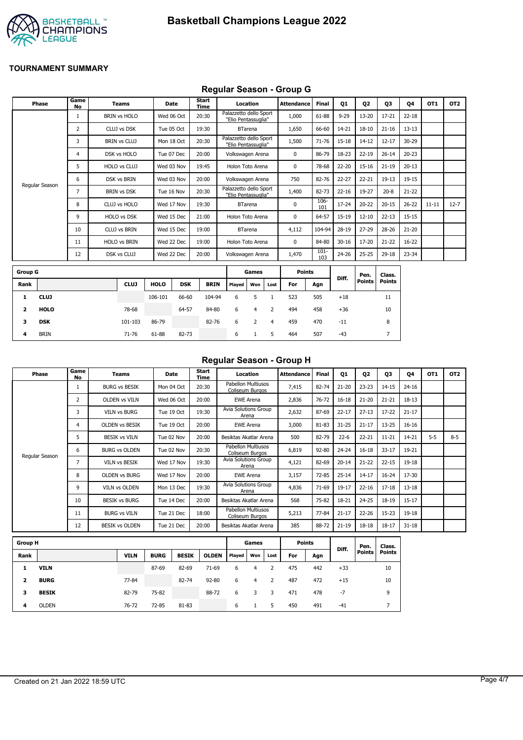# Basketball Champions League 2022

**TOURNAMENT SUMMARY**

## Regular Season - Group G

| Phase | Game No | Teams | Date | Start Time | Location | Attendance | Final | Q1 | Q2 | Q3 | Q4 | OT1 | OT2 |
|---|---|---|---|---|---|---|---|---|---|---|---|---|---|
| Regular Season | 1 | BRIN vs HOLO | Wed 06 Oct | 20:30 | Palazzetto dello Sport "Elio Pentassuglia" | 1,000 | 61-88 | 9-29 | 13-20 | 17-21 | 22-18 | | |
| | 2 | CLUJ vs DSK | Tue 05 Oct | 19:30 | BTarena | 1,650 | 66-60 | 14-21 | 18-10 | 21-16 | 13-13 | | |
| | 3 | BRIN vs CLUJ | Mon 18 Oct | 20:30 | Palazzetto dello Sport "Elio Pentassuglia" | 1,500 | 71-76 | 15-18 | 14-12 | 12-17 | 30-29 | | |
| | 4 | DSK vs HOLO | Tue 07 Dec | 20:00 | Volkswagen Arena | 0 | 86-79 | 18-23 | 22-19 | 26-14 | 20-23 | | |
| | 5 | HOLO vs CLUJ | Wed 03 Nov | 19:45 | Holon Toto Arena | 0 | 78-68 | 22-20 | 15-16 | 21-19 | 20-13 | | |
| | 6 | DSK vs BRIN | Wed 03 Nov | 20:00 | Volkswagen Arena | 750 | 82-76 | 22-27 | 22-21 | 19-13 | 19-15 | | |
| | 7 | BRIN vs DSK | Tue 16 Nov | 20:30 | Palazzetto dello Sport "Elio Pentassuglia" | 1,400 | 82-73 | 22-16 | 19-27 | 20-8 | 21-22 | | |
| | 8 | CLUJ vs HOLO | Wed 17 Nov | 19:30 | BTarena | 0 | 106-101 | 17-24 | 20-22 | 20-15 | 26-22 | 11-11 | 12-7 |
| | 9 | HOLO vs DSK | Wed 15 Dec | 21:00 | Holon Toto Arena | 0 | 64-57 | 15-19 | 12-10 | 22-13 | 15-15 | | |
| | 10 | CLUJ vs BRIN | Wed 15 Dec | 19:00 | BTarena | 4,112 | 104-94 | 28-19 | 27-29 | 28-26 | 21-20 | | |
| | 11 | HOLO vs BRIN | Wed 22 Dec | 19:00 | Holon Toto Arena | 0 | 84-80 | 30-16 | 17-20 | 21-22 | 16-22 | | |
| | 12 | DSK vs CLUJ | Wed 22 Dec | 20:00 | Volkswagen Arena | 1,470 | 101-103 | 24-26 | 25-25 | 29-18 | 23-34 | | |

| Group G | | | | | | Games | | | Points | | Diff. | Pen. Points | Class. Points |
|---|---|---|---|---|---|---|---|---|---|---|---|---|---|
| Rank | | CLUJ | HOLO | DSK | BRIN | Played | Won | Lost | For | Agn | | | |
| 1 | **CLUJ** | | 106-101 | 66-60 | 104-94 | 6 | 5 | 1 | 523 | 505 | +18 | | 11 |
| 2 | **HOLO** | 78-68 | | 64-57 | 84-80 | 6 | 4 | 2 | 494 | 458 | +36 | | 10 |
| 3 | **DSK** | 101-103 | 86-79 | | 82-76 | 6 | 2 | 4 | 459 | 470 | -11 | | 8 |
| 4 | BRIN | 71-76 | 61-88 | 82-73 | | 6 | 1 | 5 | 464 | 507 | -43 | | 7 |

## Regular Season - Group H

| Phase | Game No | Teams | Date | Start Time | Location | Attendance | Final | Q1 | Q2 | Q3 | Q4 | OT1 | OT2 |
|---|---|---|---|---|---|---|---|---|---|---|---|---|---|
| Regular Season | 1 | BURG vs BESIK | Mon 04 Oct | 20:30 | Pabellon Multiusos Coliseum Burgos | 7,415 | 82-74 | 21-20 | 23-23 | 14-15 | 24-16 | | |
| | 2 | OLDEN vs VILN | Wed 06 Oct | 20:00 | EWE Arena | 2,836 | 76-72 | 16-18 | 21-20 | 21-21 | 18-13 | | |
| | 3 | VILN vs BURG | Tue 19 Oct | 19:30 | Avia Solutions Group Arena | 2,632 | 87-69 | 22-17 | 27-13 | 17-22 | 21-17 | | |
| | 4 | OLDEN vs BESIK | Tue 19 Oct | 20:00 | EWE Arena | 3,000 | 81-83 | 31-25 | 21-17 | 13-25 | 16-16 | | |
| | 5 | BESIK vs VILN | Tue 02 Nov | 20:00 | Besiktas Akatlar Arena | 500 | 82-79 | 22-6 | 22-21 | 11-21 | 14-21 | 5-5 | 8-5 |
| | 6 | BURG vs OLDEN | Tue 02 Nov | 20:30 | Pabellon Multiusos Coliseum Burgos | 6,819 | 92-80 | 24-24 | 16-18 | 33-17 | 19-21 | | |
| | 7 | VILN vs BESIK | Wed 17 Nov | 19:30 | Avia Solutions Group Arena | 4,121 | 82-69 | 20-14 | 21-22 | 22-15 | 19-18 | | |
| | 8 | OLDEN vs BURG | Wed 17 Nov | 20:00 | EWE Arena | 3,157 | 72-85 | 25-14 | 14-17 | 16-24 | 17-30 | | |
| | 9 | VILN vs OLDEN | Mon 13 Dec | 19:30 | Avia Solutions Group Arena | 4,836 | 71-69 | 19-17 | 22-16 | 17-18 | 13-18 | | |
| | 10 | BESIK vs BURG | Tue 14 Dec | 20:00 | Besiktas Akatlar Arena | 568 | 75-82 | 18-21 | 24-25 | 18-19 | 15-17 | | |
| | 11 | BURG vs VILN | Tue 21 Dec | 18:00 | Pabellon Multiusos Coliseum Burgos | 5,213 | 77-84 | 21-17 | 22-26 | 15-23 | 19-18 | | |
| | 12 | BESIK vs OLDEN | Tue 21 Dec | 20:00 | Besiktas Akatlar Arena | 385 | 88-72 | 21-19 | 18-18 | 18-17 | 31-18 | | |

| Group H | | | | | | Games | | | Points | | Diff. | Pen. Points | Class. Points |
|---|---|---|---|---|---|---|---|---|---|---|---|---|---|
| Rank | | VILN | BURG | BESIK | OLDEN | Played | Won | Lost | For | Agn | | | |
| 1 | **VILN** | | 87-69 | 82-69 | 71-69 | 6 | 4 | 2 | 475 | 442 | +33 | | 10 |
| 2 | **BURG** | 77-84 | | 82-74 | 92-80 | 6 | 4 | 2 | 487 | 472 | +15 | | 10 |
| 3 | **BESIK** | 82-79 | 75-82 | | 88-72 | 6 | 3 | 3 | 471 | 478 | -7 | | 9 |
| 4 | OLDEN | 76-72 | 72-85 | 81-83 | | 6 | 1 | 5 | 450 | 491 | -41 | | 7 |

Created on 21 Jan 2022 18:59 UTC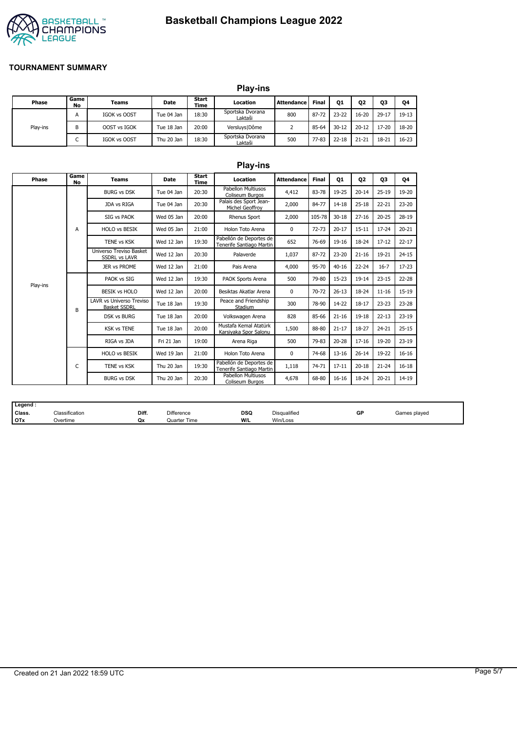# Basketball Champions League 2022

## TOURNAMENT SUMMARY

### Play-ins

| Phase | Game No | Teams | Date | Start Time | Location | Attendance | Final | Q1 | Q2 | Q3 | Q4 |
|---|---|---|---|---|---|---|---|---|---|---|---|
| Play-ins | A | IGOK vs OOST | Tue 04 Jan | 18:30 | Sportska Dvorana Laktaši | 800 | 87-72 | 23-22 | 16-20 | 29-17 | 19-13 |
| | B | OOST vs IGOK | Tue 18 Jan | 20:00 | Versluys\|Dôme | 2 | 85-64 | 30-12 | 20-12 | 17-20 | 18-20 |
| | C | IGOK vs OOST | Thu 20 Jan | 18:30 | Sportska Dvorana Laktaši | 500 | 77-83 | 22-18 | 21-21 | 18-21 | 16-23 |

### Play-ins

| Phase | Game No | Teams | Date | Start Time | Location | Attendance | Final | Q1 | Q2 | Q3 | Q4 |
|---|---|---|---|---|---|---|---|---|---|---|---|
| Play-ins | A | BURG vs DSK | Tue 04 Jan | 20:30 | Pabellon Multiusos Coliseum Burgos | 4,412 | 83-78 | 19-25 | 20-14 | 25-19 | 19-20 |
| | | JDA vs RIGA | Tue 04 Jan | 20:30 | Palais des Sport Jean-Michel Geoffroy | 2,000 | 84-77 | 14-18 | 25-18 | 22-21 | 23-20 |
| | | SIG vs PAOK | Wed 05 Jan | 20:00 | Rhenus Sport | 2,000 | 105-78 | 30-18 | 27-16 | 20-25 | 28-19 |
| | | HOLO vs BESIK | Wed 05 Jan | 21:00 | Holon Toto Arena | 0 | 72-73 | 20-17 | 15-11 | 17-24 | 20-21 |
| | | TENE vs KSK | Wed 12 Jan | 19:30 | Pabellón de Deportes de Tenerife Santiago Martin | 652 | 76-69 | 19-16 | 18-24 | 17-12 | 22-17 |
| | | Universo Treviso Basket SSDRL vs LAVR | Wed 12 Jan | 20:30 | Palaverde | 1,037 | 87-72 | 23-20 | 21-16 | 19-21 | 24-15 |
| | | JER vs PROME | Wed 12 Jan | 21:00 | Pais Arena | 4,000 | 95-70 | 40-16 | 22-24 | 16-7 | 17-23 |
| | B | PAOK vs SIG | Wed 12 Jan | 19:30 | PAOK Sports Arena | 500 | 79-80 | 15-23 | 19-14 | 23-15 | 22-28 |
| | | BESIK vs HOLO | Wed 12 Jan | 20:00 | Besiktas Akatlar Arena | 0 | 70-72 | 26-13 | 18-24 | 11-16 | 15-19 |
| | | LAVR vs Universo Treviso Basket SSDRL | Tue 18 Jan | 19:30 | Peace and Friendship Stadium | 300 | 78-90 | 14-22 | 18-17 | 23-23 | 23-28 |
| | | DSK vs BURG | Tue 18 Jan | 20:00 | Volkswagen Arena | 828 | 85-66 | 21-16 | 19-18 | 22-13 | 23-19 |
| | | KSK vs TENE | Tue 18 Jan | 20:00 | Mustafa Kemal Atatürk Karsiyaka Spor Salonu | 1,500 | 88-80 | 21-17 | 18-27 | 24-21 | 25-15 |
| | | RIGA vs JDA | Fri 21 Jan | 19:00 | Arena Riga | 500 | 79-83 | 20-28 | 17-16 | 19-20 | 23-19 |
| | C | HOLO vs BESIK | Wed 19 Jan | 21:00 | Holon Toto Arena | 0 | 74-68 | 13-16 | 26-14 | 19-22 | 16-16 |
| | | TENE vs KSK | Thu 20 Jan | 19:30 | Pabellón de Deportes de Tenerife Santiago Martin | 1,118 | 74-71 | 17-11 | 20-18 | 21-24 | 16-18 |
| | | BURG vs DSK | Thu 20 Jan | 20:30 | Pabellon Multiusos Coliseum Burgos | 4,678 | 68-80 | 16-16 | 18-24 | 20-21 | 14-19 |

**Legend :**

| | | | | | | | |
|---|---|---|---|---|---|---|---|
| Class. | Classification | Diff. | Difference | DSQ | Disqualified | GP | Games played |
| OTx | Overtime | Qx | Quarter Time | W/L | Win/Loss | | |

Created on 21 Jan 2022 18:59 UTC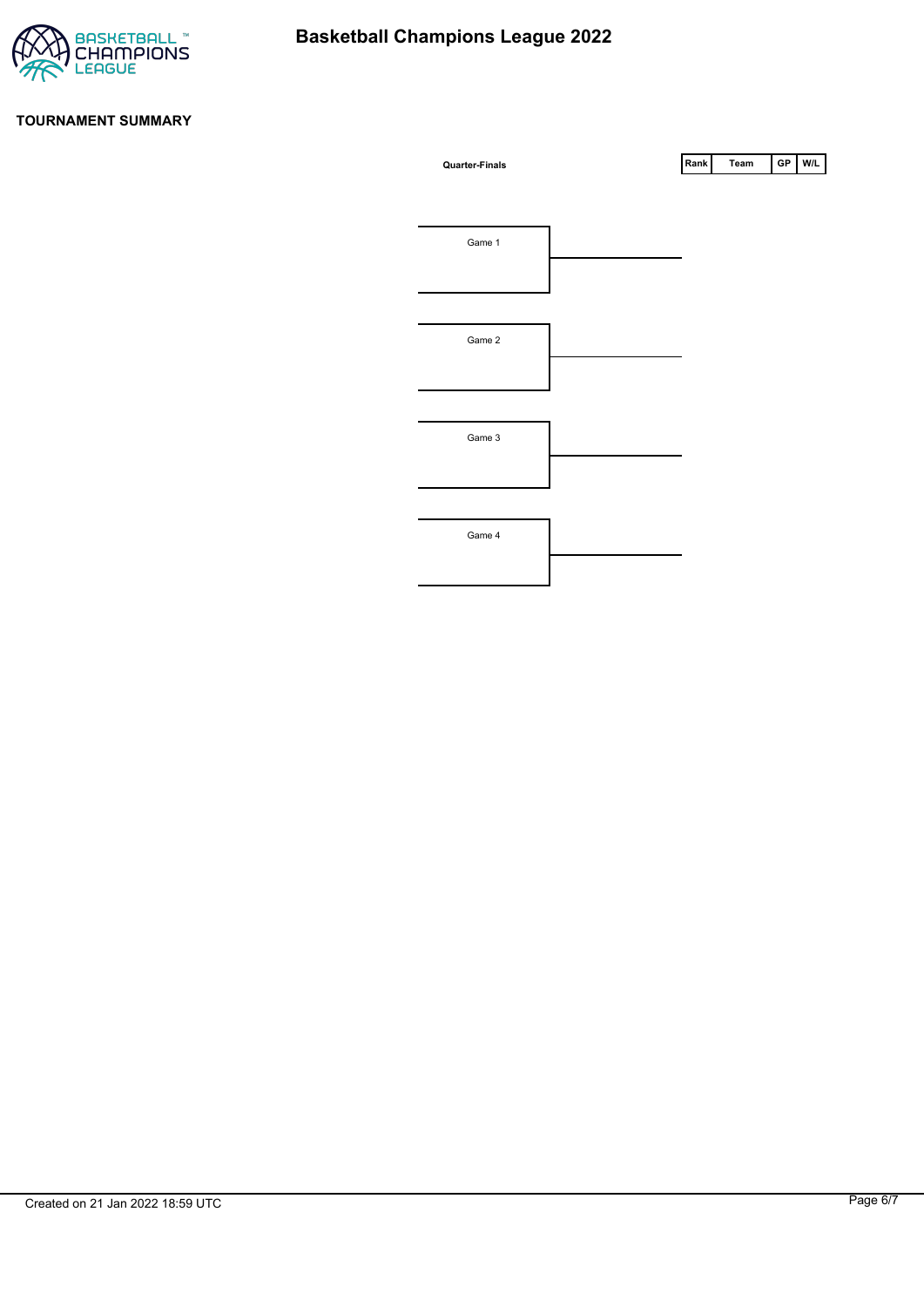# Basketball Champions League 2022

**TOURNAMENT SUMMARY**

**Quarter-Finals**

Game 1

Game 2

Game 3

Game 4

| Rank | Team | GP | W/L |
|---|---|---|---|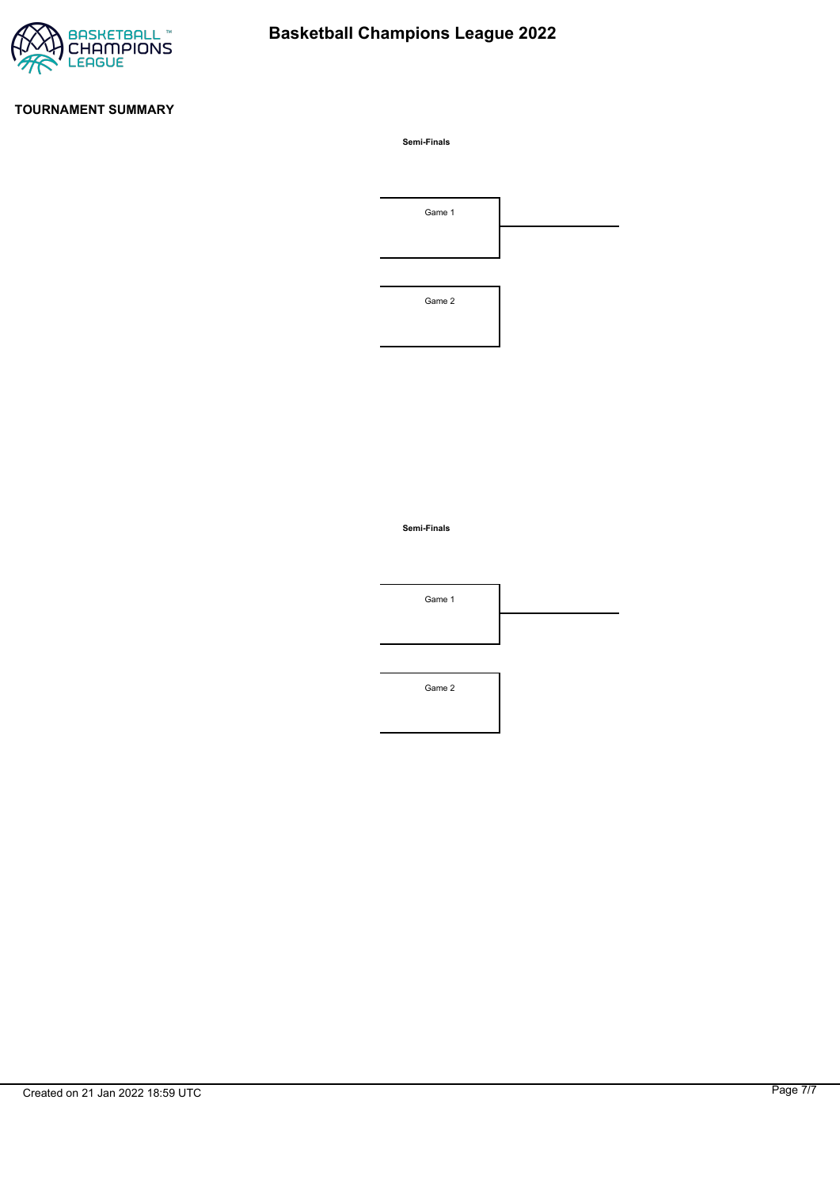# Basketball Champions League 2022

## TOURNAMENT SUMMARY

**Semi-Finals**

Game 1

Game 2

**Semi-Finals**

Game 1

Game 2

Created on 21 Jan 2022 18:59 UTC